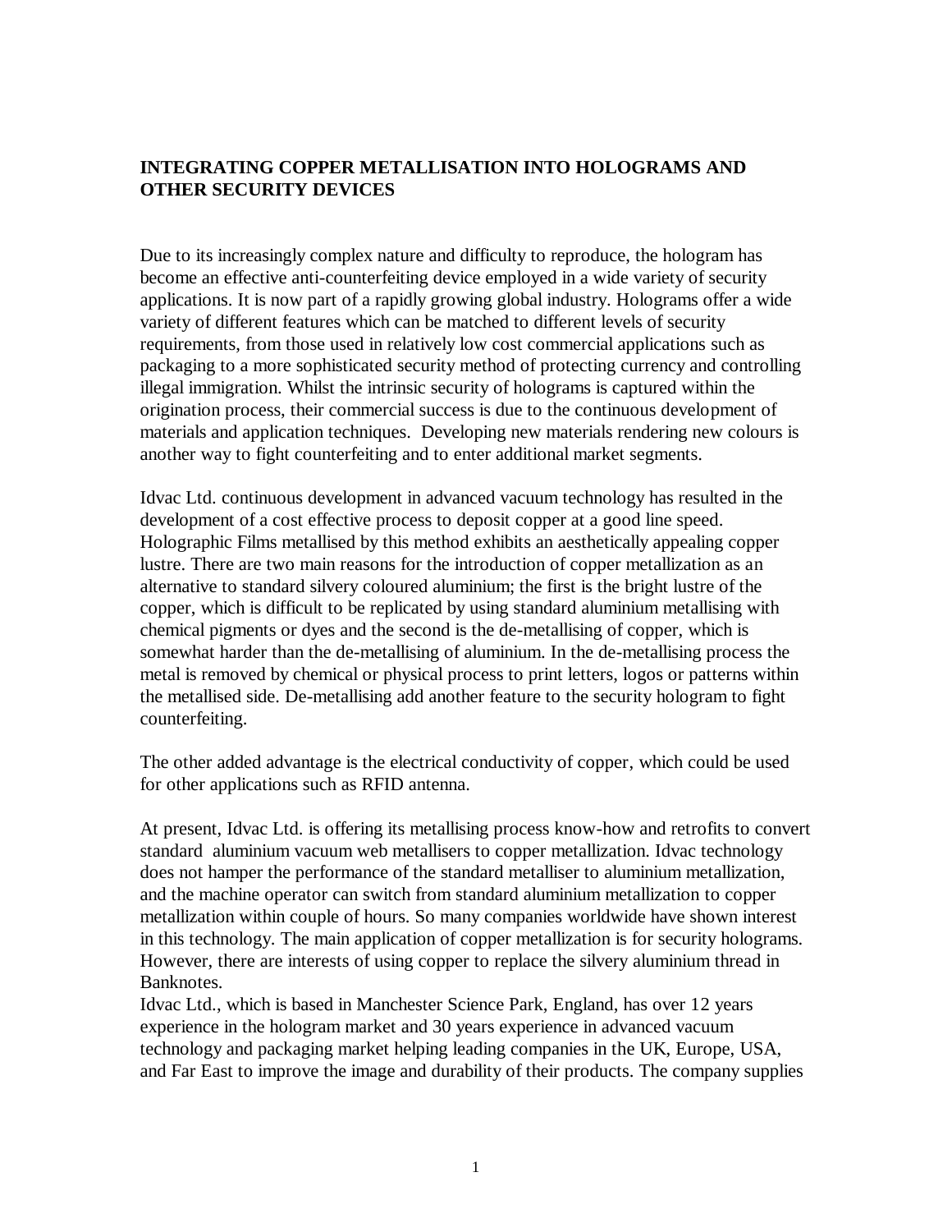# INTEGRATING COPPER METALLISATION INTO HOLOGRAMS AND OTHER SECURITY DEVICES

Due to its increasingly complex nature and difficulty to reproduce, the hologram has become an effective anti-counterfeiting device employed in a wide variety of security applications. It is now part of a rapidly growing global industry. Holograms offer a wide variety of different features which can be matched to different levels of security requirements, from those used in relatively low cost commercial applications such as packaging to a more sophisticated security method of protecting currency and controlling illegal immigration. Whilst the intrinsic security of holograms is captured within the origination process, their commercial success is due to the continuous development of materials and application techniques. Developing new materials rendering new colours is another way to fight counterfeiting and to enter additional market segments.

Idvac Ltd. continuous development in advanced vacuum technology has resulted in the development of a cost effective process to deposit copper at a good line speed. Holographic Films metallised by this method exhibits an aesthetically appealing copper lustre. There are two main reasons for the introduction of copper metallization as an alternative to standard silvery coloured aluminium; the first is the bright lustre of the copper, which is difficult to be replicated by using standard aluminium metallising with chemical pigments or dyes and the second is the de-metallising of copper, which is somewhat harder than the de-metallising of aluminium. In the de-metallising process the metal is removed by chemical or physical process to print letters, logos or patterns within the metallised side. De-metallising add another feature to the security hologram to fight counterfeiting.

The other added advantage is the electrical conductivity of copper, which could be used for other applications such as RFID antenna.

At present, Idvac Ltd. is offering its metallising process know-how and retrofits to convert standard aluminium vacuum web metallisers to copper metallization. Idvac technology does not hamper the performance of the standard metalliser to aluminium metallization, and the machine operator can switch from standard aluminium metallization to copper metallization within couple of hours. So many companies worldwide have shown interest in this technology. The main application of copper metallization is for security holograms. However, there are interests of using copper to replace the silvery aluminium thread in Banknotes.

Idvac Ltd., which is based in Manchester Science Park, England, has over 12 years experience in the hologram market and 30 years experience in advanced vacuum technology and packaging market helping leading companies in the UK, Europe, USA, and Far East to improve the image and durability of their products. The company supplies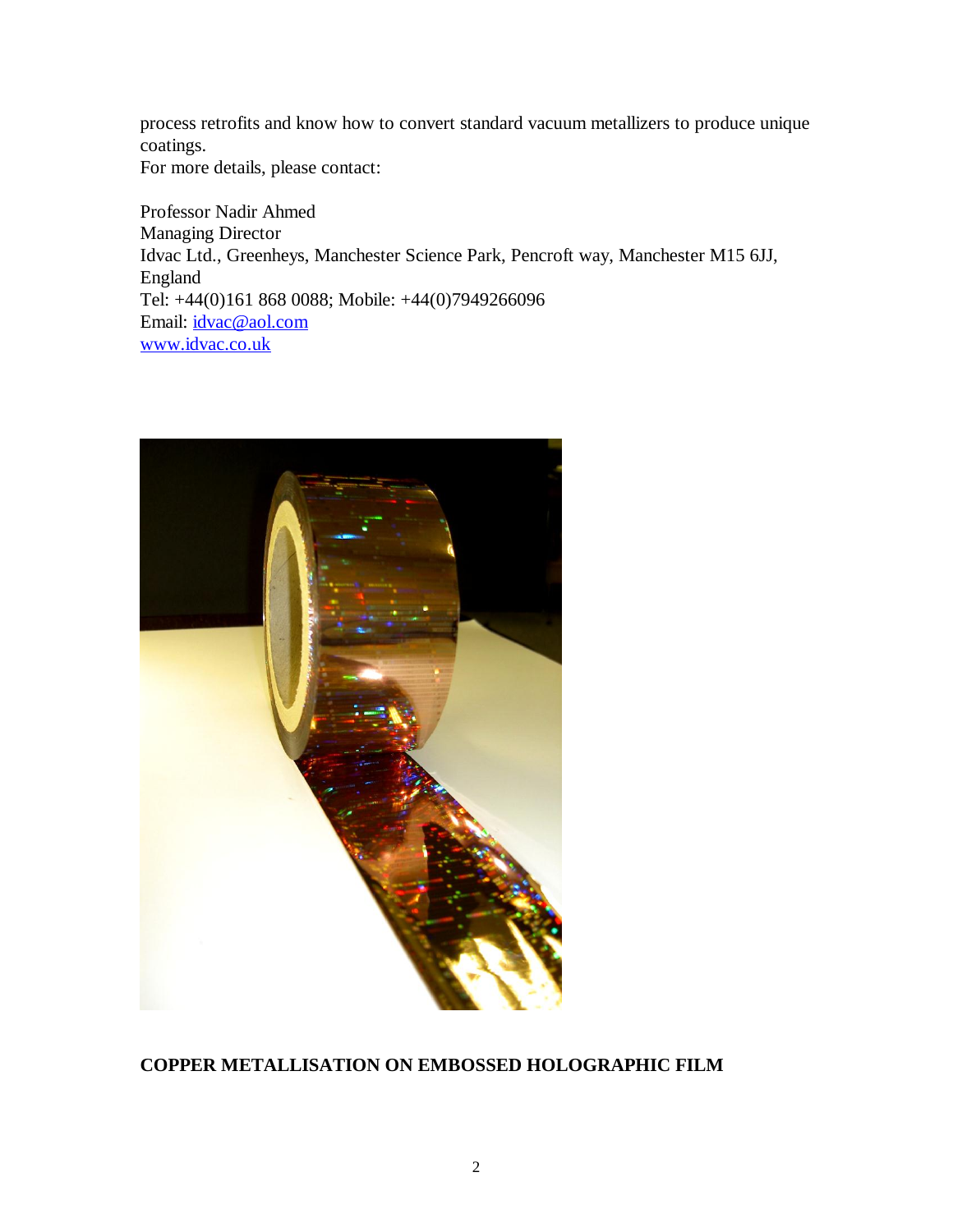process retrofits and know how to convert standard vacuum metallizers to produce unique coatings.
For more details, please contact:

Professor Nadir Ahmed
Managing Director
Idvac Ltd., Greenheys, Manchester Science Park, Pencroft way, Manchester M15 6JJ, England
Tel: +44(0)161 868 0088; Mobile: +44(0)7949266096
Email: idvac@aol.com
www.idvac.co.uk

**COPPER METALLISATION ON EMBOSSED HOLOGRAPHIC FILM**